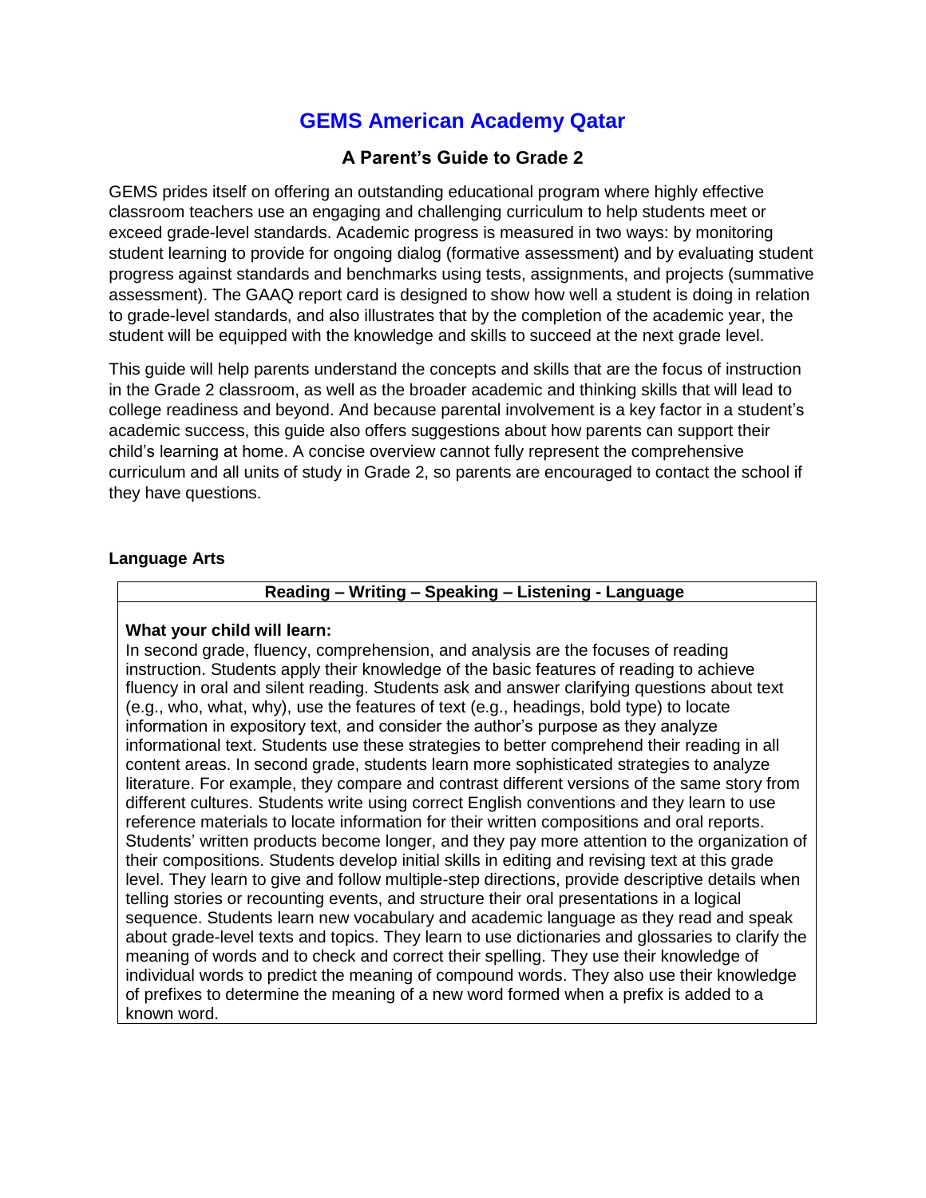# GEMS American Academy Qatar

## A Parent's Guide to Grade 2

GEMS prides itself on offering an outstanding educational program where highly effective classroom teachers use an engaging and challenging curriculum to help students meet or exceed grade-level standards. Academic progress is measured in two ways: by monitoring student learning to provide for ongoing dialog (formative assessment) and by evaluating student progress against standards and benchmarks using tests, assignments, and projects (summative assessment). The GAAQ report card is designed to show how well a student is doing in relation to grade-level standards, and also illustrates that by the completion of the academic year, the student will be equipped with the knowledge and skills to succeed at the next grade level.

This guide will help parents understand the concepts and skills that are the focus of instruction in the Grade 2 classroom, as well as the broader academic and thinking skills that will lead to college readiness and beyond. And because parental involvement is a key factor in a student's academic success, this guide also offers suggestions about how parents can support their child's learning at home. A concise overview cannot fully represent the comprehensive curriculum and all units of study in Grade 2, so parents are encouraged to contact the school if they have questions.

### Language Arts

| Reading – Writing – Speaking – Listening - Language |
|---|
| **What your child will learn:**<br>In second grade, fluency, comprehension, and analysis are the focuses of reading instruction. Students apply their knowledge of the basic features of reading to achieve fluency in oral and silent reading. Students ask and answer clarifying questions about text (e.g., who, what, why), use the features of text (e.g., headings, bold type) to locate information in expository text, and consider the author's purpose as they analyze informational text. Students use these strategies to better comprehend their reading in all content areas. In second grade, students learn more sophisticated strategies to analyze literature. For example, they compare and contrast different versions of the same story from different cultures. Students write using correct English conventions and they learn to use reference materials to locate information for their written compositions and oral reports. Students' written products become longer, and they pay more attention to the organization of their compositions. Students develop initial skills in editing and revising text at this grade level. They learn to give and follow multiple-step directions, provide descriptive details when telling stories or recounting events, and structure their oral presentations in a logical sequence. Students learn new vocabulary and academic language as they read and speak about grade-level texts and topics. They learn to use dictionaries and glossaries to clarify the meaning of words and to check and correct their spelling. They use their knowledge of individual words to predict the meaning of compound words. They also use their knowledge of prefixes to determine the meaning of a new word formed when a prefix is added to a known word. |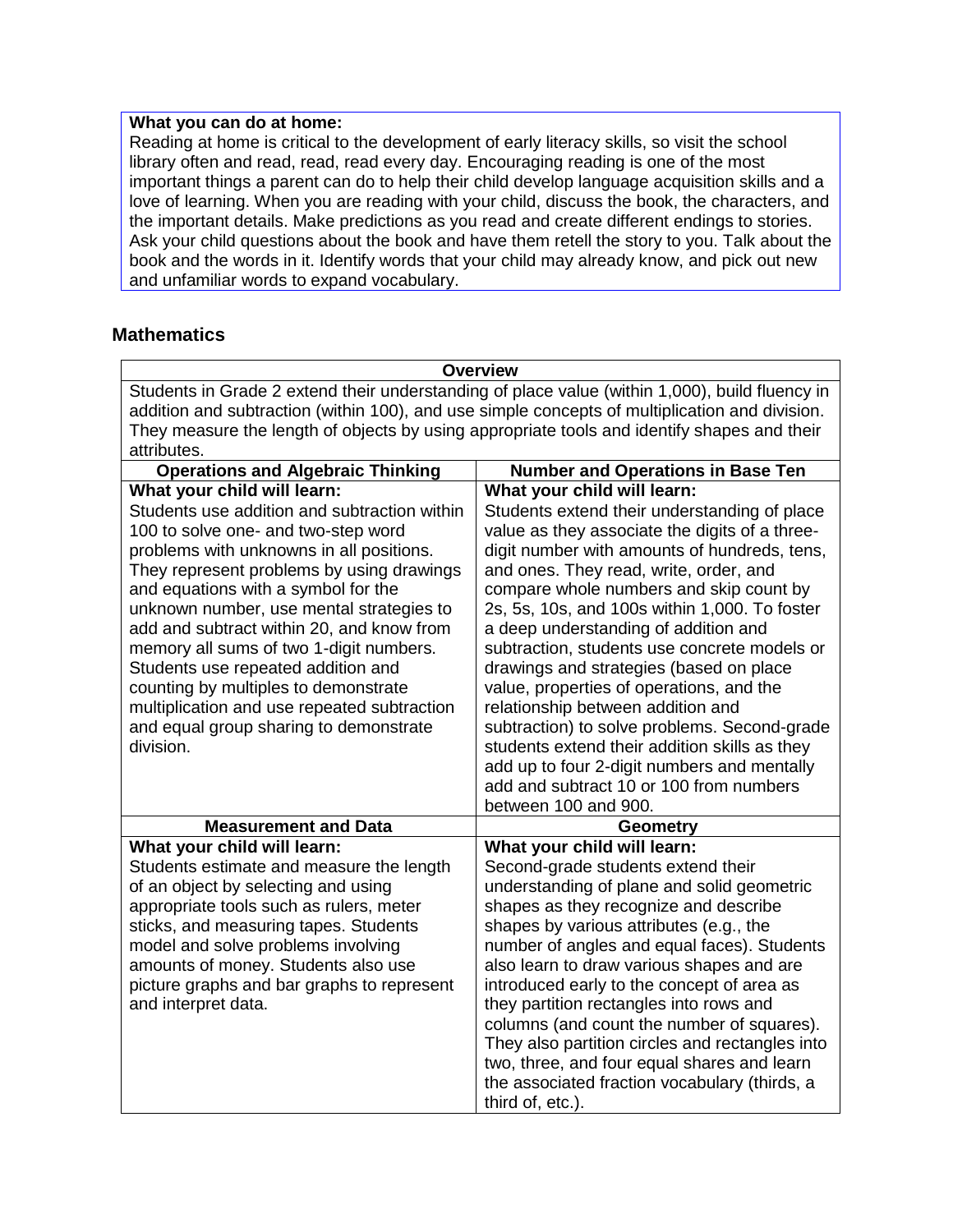**What you can do at home:**
Reading at home is critical to the development of early literacy skills, so visit the school library often and read, read, read every day. Encouraging reading is one of the most important things a parent can do to help their child develop language acquisition skills and a love of learning. When you are reading with your child, discuss the book, the characters, and the important details. Make predictions as you read and create different endings to stories. Ask your child questions about the book and have them retell the story to you. Talk about the book and the words in it. Identify words that your child may already know, and pick out new and unfamiliar words to expand vocabulary.

## Mathematics

| Overview | |
|---|---|
| Students in Grade 2 extend their understanding of place value (within 1,000), build fluency in addition and subtraction (within 100), and use simple concepts of multiplication and division. They measure the length of objects by using appropriate tools and identify shapes and their attributes. | |
| **Operations and Algebraic Thinking** | **Number and Operations in Base Ten** |
| **What your child will learn:** Students use addition and subtraction within 100 to solve one- and two-step word problems with unknowns in all positions. They represent problems by using drawings and equations with a symbol for the unknown number, use mental strategies to add and subtract within 20, and know from memory all sums of two 1-digit numbers. Students use repeated addition and counting by multiples to demonstrate multiplication and use repeated subtraction and equal group sharing to demonstrate division. | **What your child will learn:** Students extend their understanding of place value as they associate the digits of a three-digit number with amounts of hundreds, tens, and ones. They read, write, order, and compare whole numbers and skip count by 2s, 5s, 10s, and 100s within 1,000. To foster a deep understanding of addition and subtraction, students use concrete models or drawings and strategies (based on place value, properties of operations, and the relationship between addition and subtraction) to solve problems. Second-grade students extend their addition skills as they add up to four 2-digit numbers and mentally add and subtract 10 or 100 from numbers between 100 and 900. |
| **Measurement and Data** | **Geometry** |
| **What your child will learn:** Students estimate and measure the length of an object by selecting and using appropriate tools such as rulers, meter sticks, and measuring tapes. Students model and solve problems involving amounts of money. Students also use picture graphs and bar graphs to represent and interpret data. | **What your child will learn:** Second-grade students extend their understanding of plane and solid geometric shapes as they recognize and describe shapes by various attributes (e.g., the number of angles and equal faces). Students also learn to draw various shapes and are introduced early to the concept of area as they partition rectangles into rows and columns (and count the number of squares). They also partition circles and rectangles into two, three, and four equal shares and learn the associated fraction vocabulary (thirds, a third of, etc.). |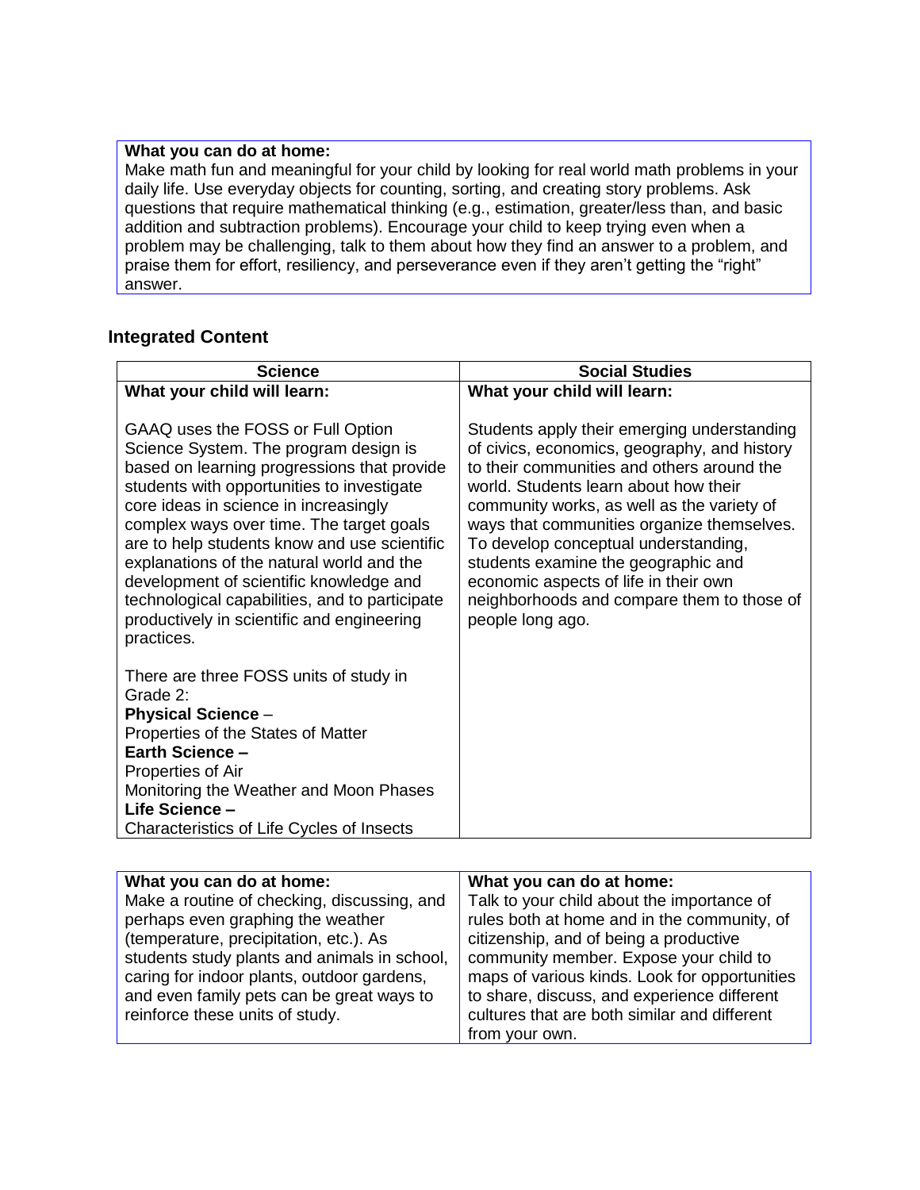| **What you can do at home:** |
| --- |
| Make math fun and meaningful for your child by looking for real world math problems in your daily life. Use everyday objects for counting, sorting, and creating story problems. Ask questions that require mathematical thinking (e.g., estimation, greater/less than, and basic addition and subtraction problems). Encourage your child to keep trying even when a problem may be challenging, talk to them about how they find an answer to a problem, and praise them for effort, resiliency, and perseverance even if they aren't getting the "right" answer. |

## Integrated Content

| Science | Social Studies |
| --- | --- |
| **What your child will learn:**<br><br>GAAQ uses the FOSS or Full Option Science System. The program design is based on learning progressions that provide students with opportunities to investigate core ideas in science in increasingly complex ways over time. The target goals are to help students know and use scientific explanations of the natural world and the development of scientific knowledge and technological capabilities, and to participate productively in scientific and engineering practices.<br><br>There are three FOSS units of study in Grade 2:<br>**Physical Science** –<br>Properties of the States of Matter<br>**Earth Science –**<br>Properties of Air<br>Monitoring the Weather and Moon Phases<br>**Life Science –**<br>Characteristics of Life Cycles of Insects | **What your child will learn:**<br><br>Students apply their emerging understanding of civics, economics, geography, and history to their communities and others around the world. Students learn about how their community works, as well as the variety of ways that communities organize themselves. To develop conceptual understanding, students examine the geographic and economic aspects of life in their own neighborhoods and compare them to those of people long ago. |

| **What you can do at home:** | **What you can do at home:** |
| --- | --- |
| Make a routine of checking, discussing, and perhaps even graphing the weather (temperature, precipitation, etc.). As students study plants and animals in school, caring for indoor plants, outdoor gardens, and even family pets can be great ways to reinforce these units of study. | Talk to your child about the importance of rules both at home and in the community, of citizenship, and of being a productive community member. Expose your child to maps of various kinds. Look for opportunities to share, discuss, and experience different cultures that are both similar and different from your own. |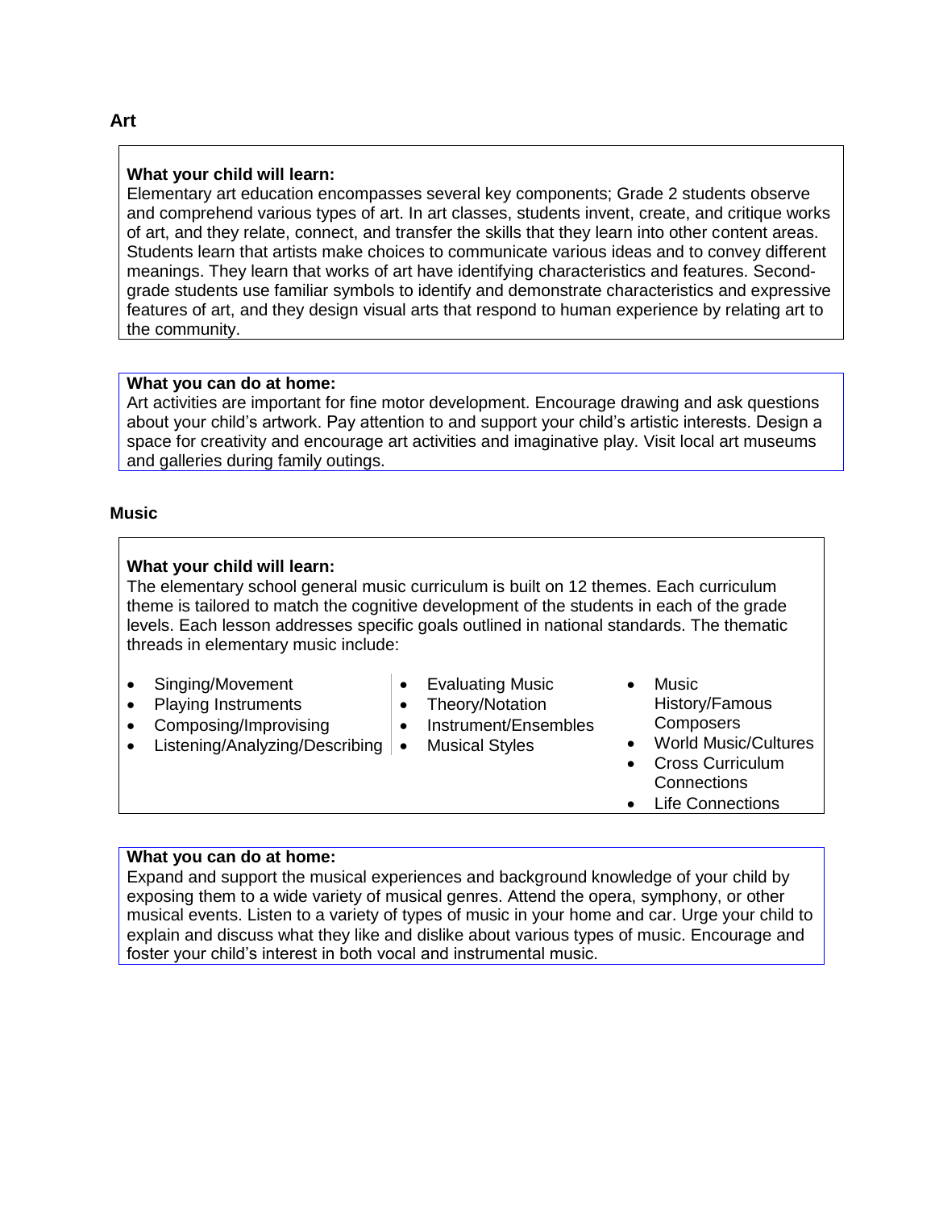## Art

**What your child will learn:**
Elementary art education encompasses several key components; Grade 2 students observe and comprehend various types of art. In art classes, students invent, create, and critique works of art, and they relate, connect, and transfer the skills that they learn into other content areas. Students learn that artists make choices to communicate various ideas and to convey different meanings. They learn that works of art have identifying characteristics and features. Second-grade students use familiar symbols to identify and demonstrate characteristics and expressive features of art, and they design visual arts that respond to human experience by relating art to the community.

**What you can do at home:**
Art activities are important for fine motor development. Encourage drawing and ask questions about your child's artwork. Pay attention to and support your child's artistic interests. Design a space for creativity and encourage art activities and imaginative play. Visit local art museums and galleries during family outings.

## Music

**What your child will learn:**
The elementary school general music curriculum is built on 12 themes. Each curriculum theme is tailored to match the cognitive development of the students in each of the grade levels. Each lesson addresses specific goals outlined in national standards. The thematic threads in elementary music include:

- Singing/Movement
- Playing Instruments
- Composing/Improvising
- Listening/Analyzing/Describing
- Evaluating Music
- Theory/Notation
- Instrument/Ensembles
- Musical Styles
- Music History/Famous Composers
- World Music/Cultures
- Cross Curriculum Connections
- Life Connections

**What you can do at home:**
Expand and support the musical experiences and background knowledge of your child by exposing them to a wide variety of musical genres. Attend the opera, symphony, or other musical events. Listen to a variety of types of music in your home and car. Urge your child to explain and discuss what they like and dislike about various types of music. Encourage and foster your child's interest in both vocal and instrumental music.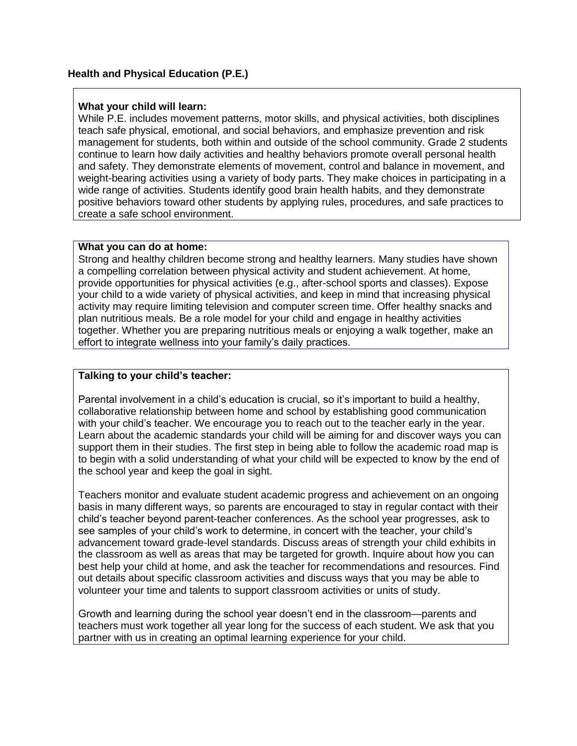## Health and Physical Education (P.E.)

**What your child will learn:**

While P.E. includes movement patterns, motor skills, and physical activities, both disciplines teach safe physical, emotional, and social behaviors, and emphasize prevention and risk management for students, both within and outside of the school community. Grade 2 students continue to learn how daily activities and healthy behaviors promote overall personal health and safety. They demonstrate elements of movement, control and balance in movement, and weight-bearing activities using a variety of body parts. They make choices in participating in a wide range of activities. Students identify good brain health habits, and they demonstrate positive behaviors toward other students by applying rules, procedures, and safe practices to create a safe school environment.

**What you can do at home:**

Strong and healthy children become strong and healthy learners. Many studies have shown a compelling correlation between physical activity and student achievement. At home, provide opportunities for physical activities (e.g., after-school sports and classes). Expose your child to a wide variety of physical activities, and keep in mind that increasing physical activity may require limiting television and computer screen time. Offer healthy snacks and plan nutritious meals. Be a role model for your child and engage in healthy activities together. Whether you are preparing nutritious meals or enjoying a walk together, make an effort to integrate wellness into your family's daily practices.

**Talking to your child's teacher:**

Parental involvement in a child's education is crucial, so it's important to build a healthy, collaborative relationship between home and school by establishing good communication with your child's teacher. We encourage you to reach out to the teacher early in the year. Learn about the academic standards your child will be aiming for and discover ways you can support them in their studies. The first step in being able to follow the academic road map is to begin with a solid understanding of what your child will be expected to know by the end of the school year and keep the goal in sight.

Teachers monitor and evaluate student academic progress and achievement on an ongoing basis in many different ways, so parents are encouraged to stay in regular contact with their child's teacher beyond parent-teacher conferences. As the school year progresses, ask to see samples of your child's work to determine, in concert with the teacher, your child's advancement toward grade-level standards. Discuss areas of strength your child exhibits in the classroom as well as areas that may be targeted for growth. Inquire about how you can best help your child at home, and ask the teacher for recommendations and resources. Find out details about specific classroom activities and discuss ways that you may be able to volunteer your time and talents to support classroom activities or units of study.

Growth and learning during the school year doesn't end in the classroom—parents and teachers must work together all year long for the success of each student. We ask that you partner with us in creating an optimal learning experience for your child.